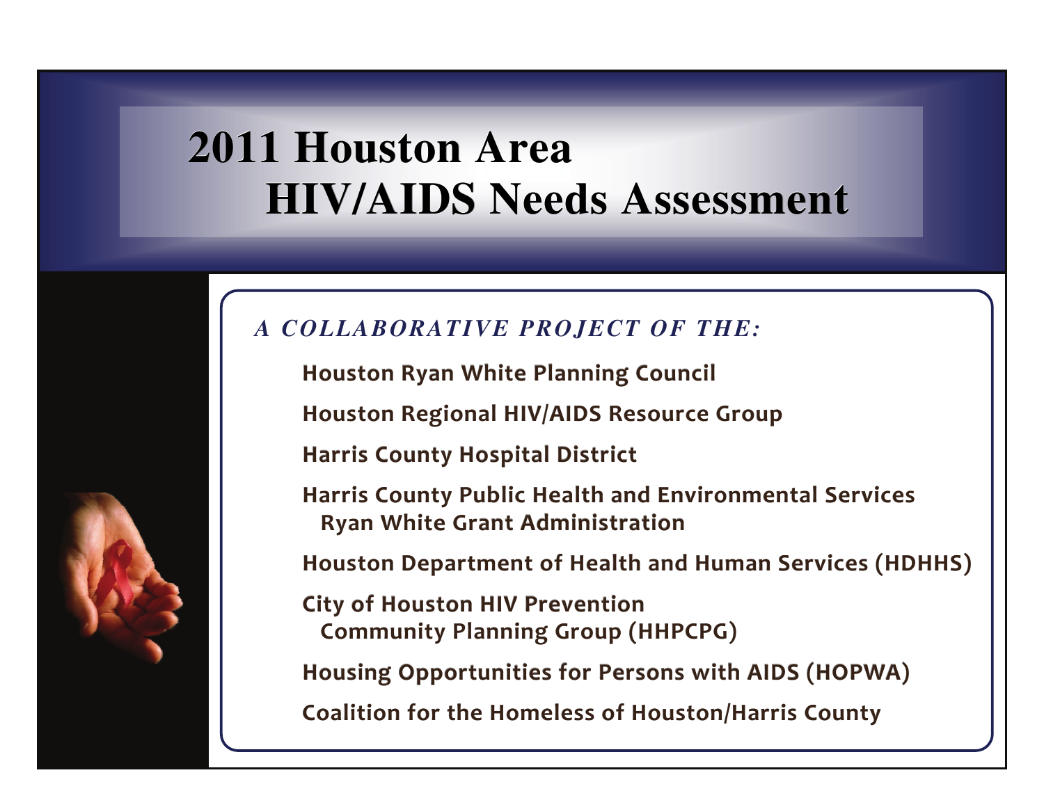# 2011 Houston Area HIV/AIDS Needs Assessment

***A COLLABORATIVE PROJECT OF THE:***

**Houston Ryan White Planning Council**

**Houston Regional HIV/AIDS Resource Group**

**Harris County Hospital District**

**Harris County Public Health and Environmental Services Ryan White Grant Administration**

**Houston Department of Health and Human Services (HDHHS)**

**City of Houston HIV Prevention Community Planning Group (HHPCPG)**

**Housing Opportunities for Persons with AIDS (HOPWA)**

**Coalition for the Homeless of Houston/Harris County**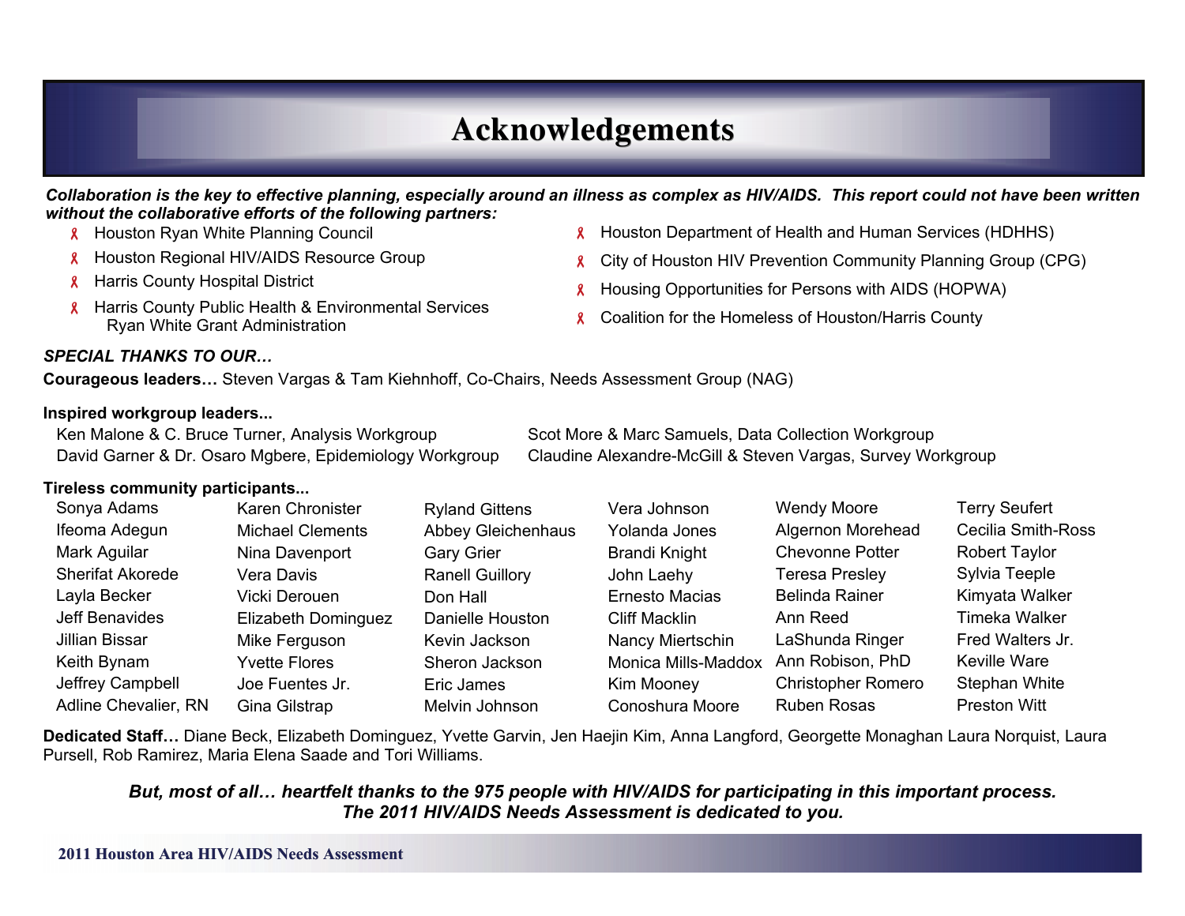# Acknowledgements

***Collaboration is the key to effective planning, especially around an illness as complex as HIV/AIDS. This report could not have been written without the collaborative efforts of the following partners:***

- Houston Ryan White Planning Council
- Houston Regional HIV/AIDS Resource Group
- Harris County Hospital District
- Harris County Public Health & Environmental Services Ryan White Grant Administration
- Houston Department of Health and Human Services (HDHHS)
- City of Houston HIV Prevention Community Planning Group (CPG)
- Housing Opportunities for Persons with AIDS (HOPWA)
- Coalition for the Homeless of Houston/Harris County

***SPECIAL THANKS TO OUR…***

**Courageous leaders…** Steven Vargas & Tam Kiehnhoff, Co-Chairs, Needs Assessment Group (NAG)

**Inspired workgroup leaders...**

Ken Malone & C. Bruce Turner, Analysis Workgroup
David Garner & Dr. Osaro Mgbere, Epidemiology Workgroup
Scot More & Marc Samuels, Data Collection Workgroup
Claudine Alexandre-McGill & Steven Vargas, Survey Workgroup

**Tireless community participants...**

Sonya Adams, Ifeoma Adegun, Mark Aguilar, Sherifat Akorede, Layla Becker, Jeff Benavides, Jillian Bissar, Keith Bynam, Jeffrey Campbell, Adline Chevalier, RN, Karen Chronister, Michael Clements, Nina Davenport, Vera Davis, Vicki Derouen, Elizabeth Dominguez, Mike Ferguson, Yvette Flores, Joe Fuentes Jr., Gina Gilstrap, Ryland Gittens, Abbey Gleichenhaus, Gary Grier, Ranell Guillory, Don Hall, Danielle Houston, Kevin Jackson, Sheron Jackson, Eric James, Melvin Johnson, Vera Johnson, Yolanda Jones, Brandi Knight, John Laehy, Ernesto Macias, Cliff Macklin, Nancy Miertschin, Monica Mills-Maddox, Kim Mooney, Conoshura Moore, Wendy Moore, Algernon Morehead, Chevonne Potter, Teresa Presley, Belinda Rainer, Ann Reed, LaShunda Ringer, Ann Robison, PhD, Christopher Romero, Ruben Rosas, Terry Seufert, Cecilia Smith-Ross, Robert Taylor, Sylvia Teeple, Kimyata Walker, Timeka Walker, Fred Walters Jr., Keville Ware, Stephan White, Preston Witt

**Dedicated Staff…** Diane Beck, Elizabeth Dominguez, Yvette Garvin, Jen Haejin Kim, Anna Langford, Georgette Monaghan Laura Norquist, Laura Pursell, Rob Ramirez, Maria Elena Saade and Tori Williams.

***But, most of all… heartfelt thanks to the 975 people with HIV/AIDS for participating in this important process. The 2011 HIV/AIDS Needs Assessment is dedicated to you.***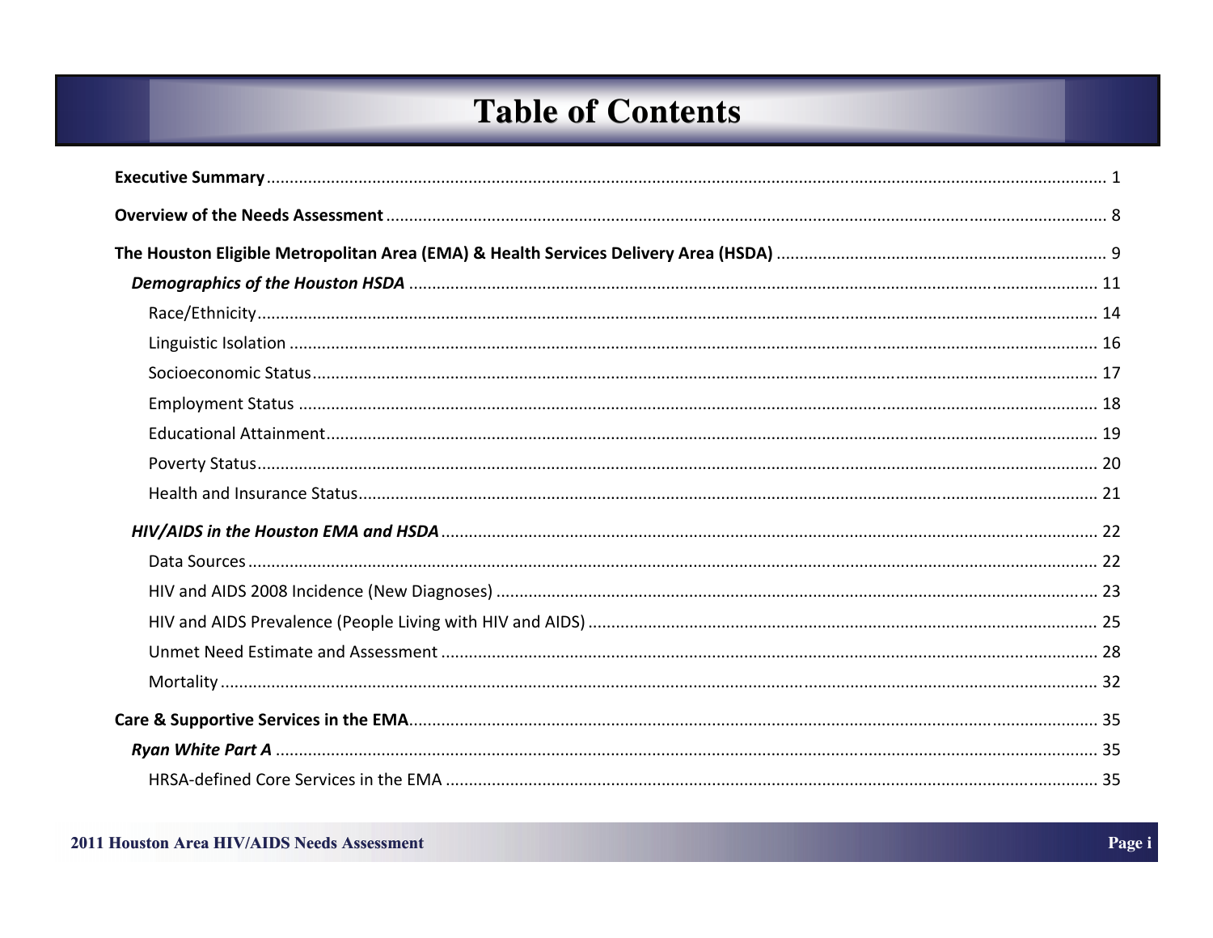# Table of Contents

**Executive Summary** ........................................................................................................ 1

**Overview of the Needs Assessment** ........................................................................................ 8

**The Houston Eligible Metropolitan Area (EMA) & Health Services Delivery Area (HSDA)** .................................. 9

***Demographics of the Houston HSDA*** ........................................................................................ 11

Race/Ethnicity ........................................................................................................ 14

Linguistic Isolation ........................................................................................................ 16

Socioeconomic Status ........................................................................................................ 17

Employment Status ........................................................................................................ 18

Educational Attainment ........................................................................................................ 19

Poverty Status ........................................................................................................ 20

Health and Insurance Status ........................................................................................................ 21

***HIV/AIDS in the Houston EMA and HSDA*** ........................................................................................ 22

Data Sources ........................................................................................................ 22

HIV and AIDS 2008 Incidence (New Diagnoses) ........................................................................................................ 23

HIV and AIDS Prevalence (People Living with HIV and AIDS) ........................................................................................................ 25

Unmet Need Estimate and Assessment ........................................................................................................ 28

Mortality ........................................................................................................ 32

**Care & Supportive Services in the EMA** ........................................................................................ 35

***Ryan White Part A*** ........................................................................................ 35

HRSA-defined Core Services in the EMA ........................................................................................................ 35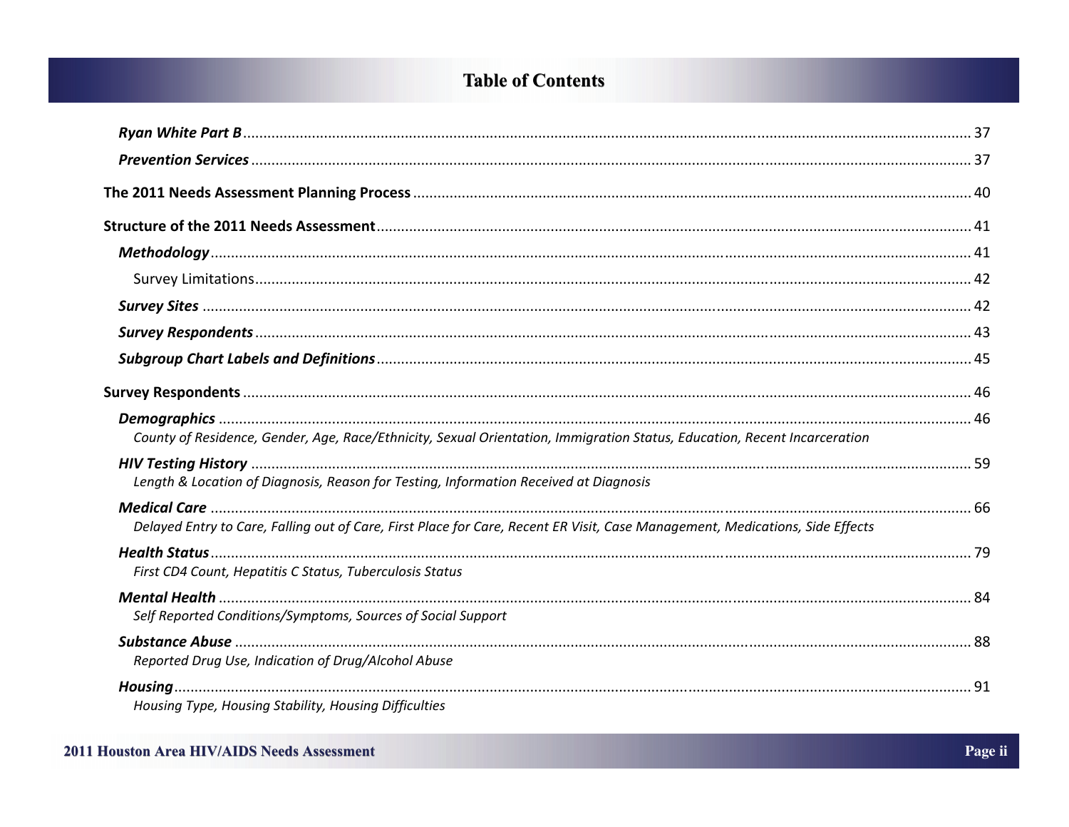## Table of Contents

*Ryan White Part B* .......... 37

*Prevention Services* .......... 37

**The 2011 Needs Assessment Planning Process** .......... 40

**Structure of the 2011 Needs Assessment** .......... 41

*Methodology* .......... 41

Survey Limitations .......... 42

*Survey Sites* .......... 42

*Survey Respondents* .......... 43

*Subgroup Chart Labels and Definitions* .......... 45

**Survey Respondents** .......... 46

*Demographics* .......... 46
*County of Residence, Gender, Age, Race/Ethnicity, Sexual Orientation, Immigration Status, Education, Recent Incarceration*

*HIV Testing History* .......... 59
*Length & Location of Diagnosis, Reason for Testing, Information Received at Diagnosis*

*Medical Care* .......... 66
*Delayed Entry to Care, Falling out of Care, First Place for Care, Recent ER Visit, Case Management, Medications, Side Effects*

*Health Status* .......... 79
*First CD4 Count, Hepatitis C Status, Tuberculosis Status*

*Mental Health* .......... 84
*Self Reported Conditions/Symptoms, Sources of Social Support*

*Substance Abuse* .......... 88
*Reported Drug Use, Indication of Drug/Alcohol Abuse*

*Housing* .......... 91
*Housing Type, Housing Stability, Housing Difficulties*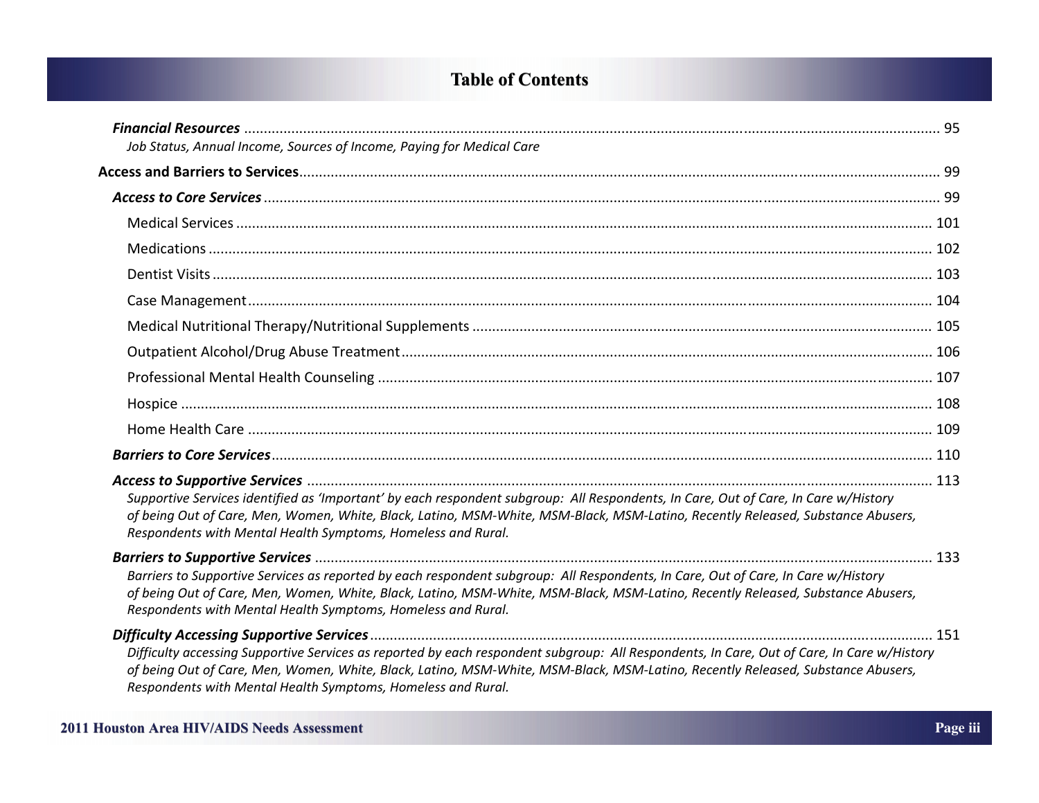## Table of Contents

***Financial Resources*** ..... 95
*Job Status, Annual Income, Sources of Income, Paying for Medical Care*

**Access and Barriers to Services** ..... 99

***Access to Core Services*** ..... 99

Medical Services ..... 101

Medications ..... 102

Dentist Visits ..... 103

Case Management ..... 104

Medical Nutritional Therapy/Nutritional Supplements ..... 105

Outpatient Alcohol/Drug Abuse Treatment ..... 106

Professional Mental Health Counseling ..... 107

Hospice ..... 108

Home Health Care ..... 109

***Barriers to Core Services*** ..... 110

***Access to Supportive Services*** ..... 113
*Supportive Services identified as 'Important' by each respondent subgroup: All Respondents, In Care, Out of Care, In Care w/History of being Out of Care, Men, Women, White, Black, Latino, MSM-White, MSM-Black, MSM-Latino, Recently Released, Substance Abusers, Respondents with Mental Health Symptoms, Homeless and Rural.*

***Barriers to Supportive Services*** ..... 133
*Barriers to Supportive Services as reported by each respondent subgroup: All Respondents, In Care, Out of Care, In Care w/History of being Out of Care, Men, Women, White, Black, Latino, MSM-White, MSM-Black, MSM-Latino, Recently Released, Substance Abusers, Respondents with Mental Health Symptoms, Homeless and Rural.*

***Difficulty Accessing Supportive Services*** ..... 151
*Difficulty accessing Supportive Services as reported by each respondent subgroup: All Respondents, In Care, Out of Care, In Care w/History of being Out of Care, Men, Women, White, Black, Latino, MSM-White, MSM-Black, MSM-Latino, Recently Released, Substance Abusers, Respondents with Mental Health Symptoms, Homeless and Rural.*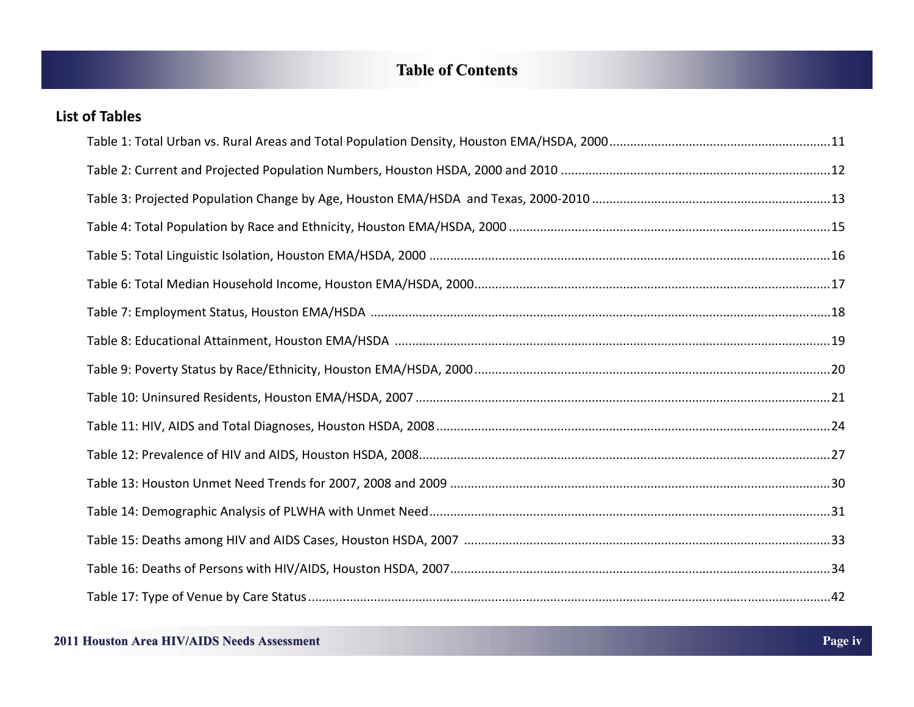# Table of Contents

## List of Tables

Table 1: Total Urban vs. Rural Areas and Total Population Density, Houston EMA/HSDA, 2000 ............ 11

Table 2: Current and Projected Population Numbers, Houston HSDA, 2000 and 2010 ............ 12

Table 3: Projected Population Change by Age, Houston EMA/HSDA and Texas, 2000-2010 ............ 13

Table 4: Total Population by Race and Ethnicity, Houston EMA/HSDA, 2000 ............ 15

Table 5: Total Linguistic Isolation, Houston EMA/HSDA, 2000 ............ 16

Table 6: Total Median Household Income, Houston EMA/HSDA, 2000 ............ 17

Table 7: Employment Status, Houston EMA/HSDA ............ 18

Table 8: Educational Attainment, Houston EMA/HSDA ............ 19

Table 9: Poverty Status by Race/Ethnicity, Houston EMA/HSDA, 2000 ............ 20

Table 10: Uninsured Residents, Houston EMA/HSDA, 2007 ............ 21

Table 11: HIV, AIDS and Total Diagnoses, Houston HSDA, 2008 ............ 24

Table 12: Prevalence of HIV and AIDS, Houston HSDA, 2008 ............ 27

Table 13: Houston Unmet Need Trends for 2007, 2008 and 2009 ............ 30

Table 14: Demographic Analysis of PLWHA with Unmet Need ............ 31

Table 15: Deaths among HIV and AIDS Cases, Houston HSDA, 2007 ............ 33

Table 16: Deaths of Persons with HIV/AIDS, Houston HSDA, 2007 ............ 34

Table 17: Type of Venue by Care Status ............ 42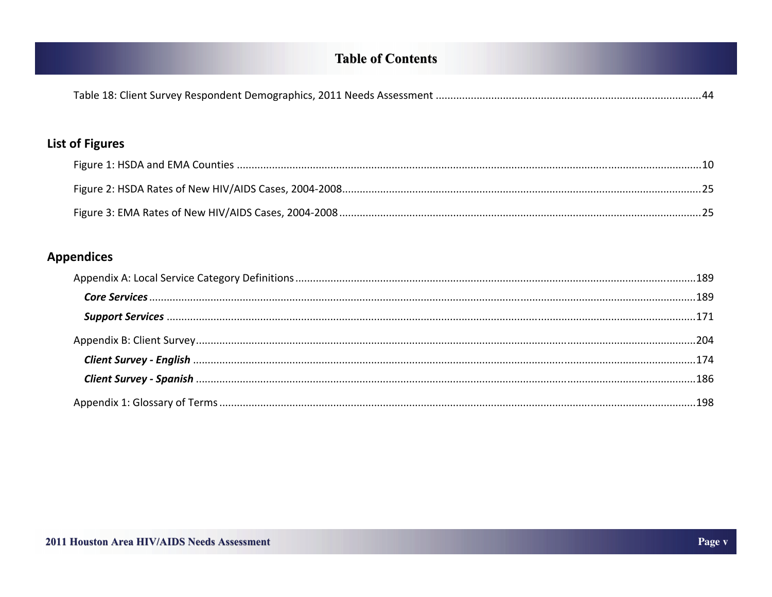Table 18: Client Survey Respondent Demographics, 2011 Needs Assessment ........................................................................................44

## List of Figures

Figure 1: HSDA and EMA Counties ...............................................................................................................................................10

Figure 2: HSDA Rates of New HIV/AIDS Cases, 2004-2008...........................................................................................................25

Figure 3: EMA Rates of New HIV/AIDS Cases, 2004-2008 ............................................................................................................25

## Appendices

Appendix A: Local Service Category Definitions ..........................................................................................................................189

***Core Services*** ..........................................................................................................................................................................189

***Support Services*** .....................................................................................................................................................................171

Appendix B: Client Survey..........................................................................................................................................................204

***Client Survey - English*** ..........................................................................................................................................................174

***Client Survey - Spanish*** .........................................................................................................................................................186

Appendix 1: Glossary of Terms ...................................................................................................................................................198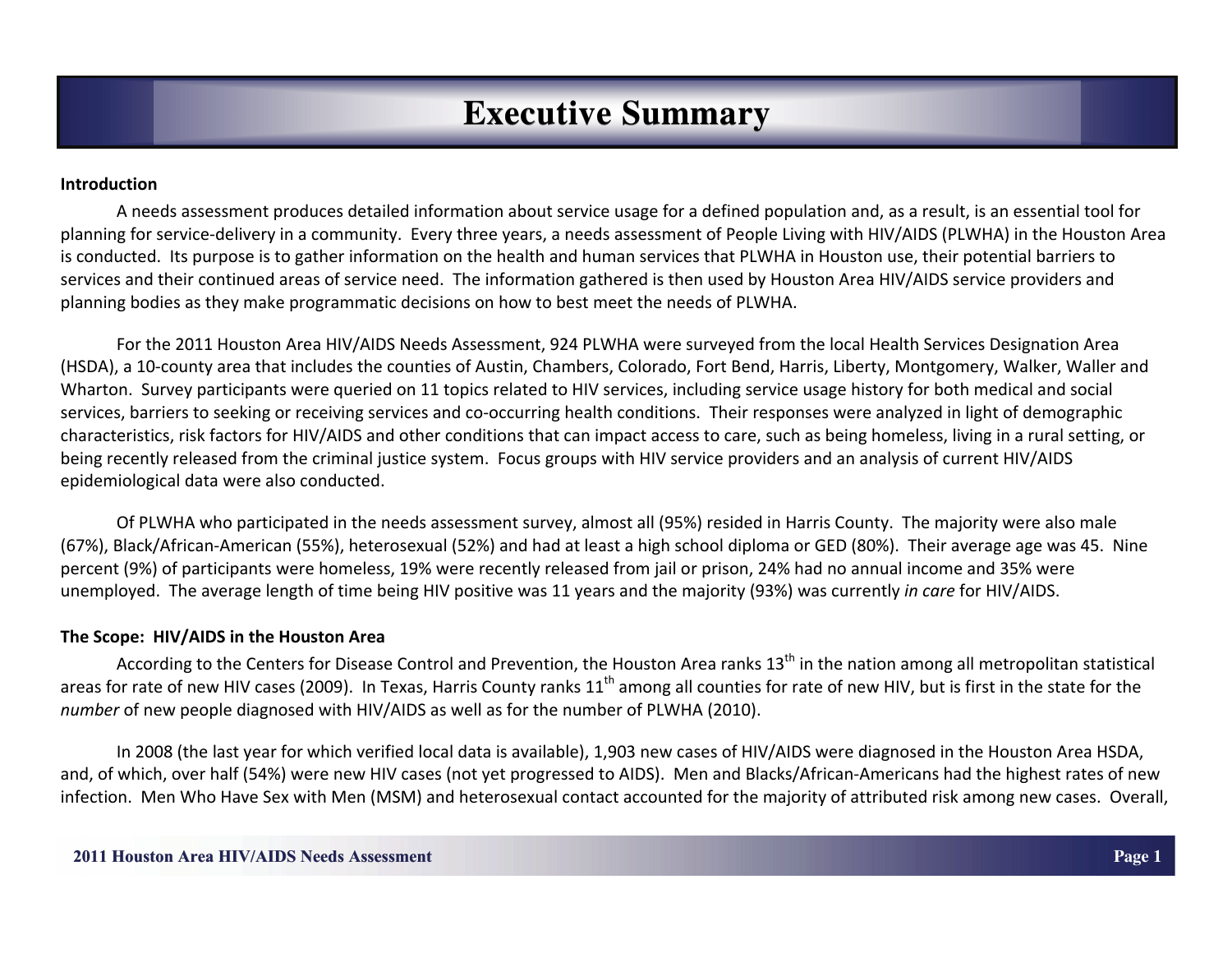# Executive Summary

**Introduction**

A needs assessment produces detailed information about service usage for a defined population and, as a result, is an essential tool for planning for service-delivery in a community. Every three years, a needs assessment of People Living with HIV/AIDS (PLWHA) in the Houston Area is conducted. Its purpose is to gather information on the health and human services that PLWHA in Houston use, their potential barriers to services and their continued areas of service need. The information gathered is then used by Houston Area HIV/AIDS service providers and planning bodies as they make programmatic decisions on how to best meet the needs of PLWHA.

For the 2011 Houston Area HIV/AIDS Needs Assessment, 924 PLWHA were surveyed from the local Health Services Designation Area (HSDA), a 10-county area that includes the counties of Austin, Chambers, Colorado, Fort Bend, Harris, Liberty, Montgomery, Walker, Waller and Wharton. Survey participants were queried on 11 topics related to HIV services, including service usage history for both medical and social services, barriers to seeking or receiving services and co-occurring health conditions. Their responses were analyzed in light of demographic characteristics, risk factors for HIV/AIDS and other conditions that can impact access to care, such as being homeless, living in a rural setting, or being recently released from the criminal justice system. Focus groups with HIV service providers and an analysis of current HIV/AIDS epidemiological data were also conducted.

Of PLWHA who participated in the needs assessment survey, almost all (95%) resided in Harris County. The majority were also male (67%), Black/African-American (55%), heterosexual (52%) and had at least a high school diploma or GED (80%). Their average age was 45. Nine percent (9%) of participants were homeless, 19% were recently released from jail or prison, 24% had no annual income and 35% were unemployed. The average length of time being HIV positive was 11 years and the majority (93%) was currently *in care* for HIV/AIDS.

**The Scope: HIV/AIDS in the Houston Area**

According to the Centers for Disease Control and Prevention, the Houston Area ranks 13th in the nation among all metropolitan statistical areas for rate of new HIV cases (2009). In Texas, Harris County ranks 11th among all counties for rate of new HIV, but is first in the state for the *number* of new people diagnosed with HIV/AIDS as well as for the number of PLWHA (2010).

In 2008 (the last year for which verified local data is available), 1,903 new cases of HIV/AIDS were diagnosed in the Houston Area HSDA, and, of which, over half (54%) were new HIV cases (not yet progressed to AIDS). Men and Blacks/African-Americans had the highest rates of new infection. Men Who Have Sex with Men (MSM) and heterosexual contact accounted for the majority of attributed risk among new cases. Overall,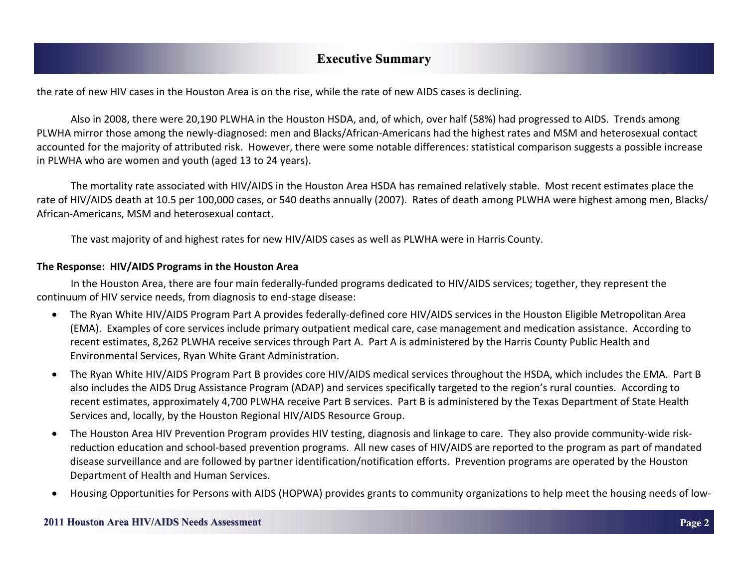the rate of new HIV cases in the Houston Area is on the rise, while the rate of new AIDS cases is declining.

Also in 2008, there were 20,190 PLWHA in the Houston HSDA, and, of which, over half (58%) had progressed to AIDS. Trends among PLWHA mirror those among the newly-diagnosed: men and Blacks/African-Americans had the highest rates and MSM and heterosexual contact accounted for the majority of attributed risk. However, there were some notable differences: statistical comparison suggests a possible increase in PLWHA who are women and youth (aged 13 to 24 years).

The mortality rate associated with HIV/AIDS in the Houston Area HSDA has remained relatively stable. Most recent estimates place the rate of HIV/AIDS death at 10.5 per 100,000 cases, or 540 deaths annually (2007). Rates of death among PLWHA were highest among men, Blacks/African-Americans, MSM and heterosexual contact.

The vast majority of and highest rates for new HIV/AIDS cases as well as PLWHA were in Harris County.

**The Response: HIV/AIDS Programs in the Houston Area**

In the Houston Area, there are four main federally-funded programs dedicated to HIV/AIDS services; together, they represent the continuum of HIV service needs, from diagnosis to end-stage disease:

- The Ryan White HIV/AIDS Program Part A provides federally-defined core HIV/AIDS services in the Houston Eligible Metropolitan Area (EMA). Examples of core services include primary outpatient medical care, case management and medication assistance. According to recent estimates, 8,262 PLWHA receive services through Part A. Part A is administered by the Harris County Public Health and Environmental Services, Ryan White Grant Administration.
- The Ryan White HIV/AIDS Program Part B provides core HIV/AIDS medical services throughout the HSDA, which includes the EMA. Part B also includes the AIDS Drug Assistance Program (ADAP) and services specifically targeted to the region's rural counties. According to recent estimates, approximately 4,700 PLWHA receive Part B services. Part B is administered by the Texas Department of State Health Services and, locally, by the Houston Regional HIV/AIDS Resource Group.
- The Houston Area HIV Prevention Program provides HIV testing, diagnosis and linkage to care. They also provide community-wide risk-reduction education and school-based prevention programs. All new cases of HIV/AIDS are reported to the program as part of mandated disease surveillance and are followed by partner identification/notification efforts. Prevention programs are operated by the Houston Department of Health and Human Services.
- Housing Opportunities for Persons with AIDS (HOPWA) provides grants to community organizations to help meet the housing needs of low-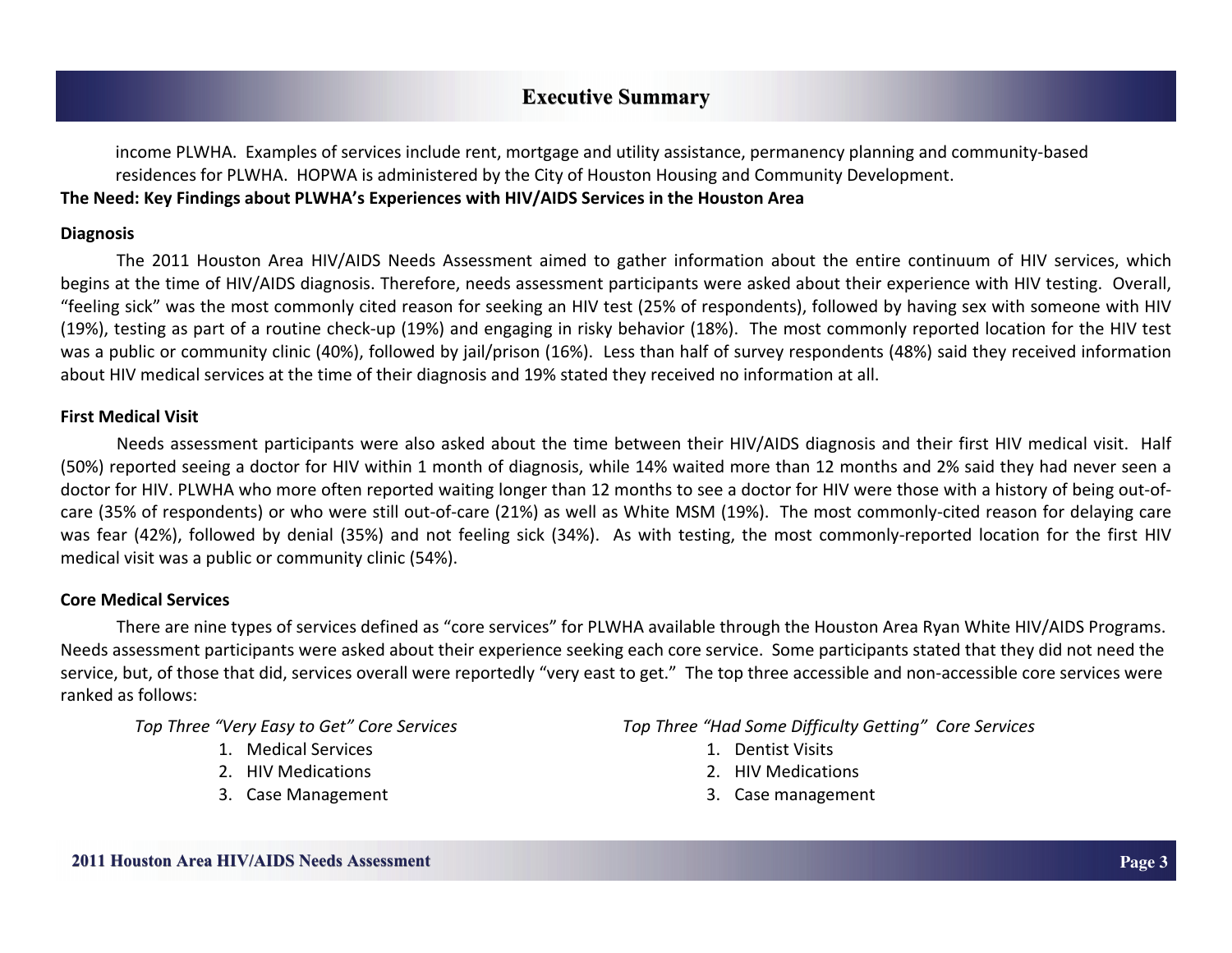income PLWHA. Examples of services include rent, mortgage and utility assistance, permanency planning and community-based residences for PLWHA. HOPWA is administered by the City of Houston Housing and Community Development.

**The Need: Key Findings about PLWHA's Experiences with HIV/AIDS Services in the Houston Area**

**Diagnosis**

The 2011 Houston Area HIV/AIDS Needs Assessment aimed to gather information about the entire continuum of HIV services, which begins at the time of HIV/AIDS diagnosis. Therefore, needs assessment participants were asked about their experience with HIV testing. Overall, "feeling sick" was the most commonly cited reason for seeking an HIV test (25% of respondents), followed by having sex with someone with HIV (19%), testing as part of a routine check-up (19%) and engaging in risky behavior (18%). The most commonly reported location for the HIV test was a public or community clinic (40%), followed by jail/prison (16%). Less than half of survey respondents (48%) said they received information about HIV medical services at the time of their diagnosis and 19% stated they received no information at all.

**First Medical Visit**

Needs assessment participants were also asked about the time between their HIV/AIDS diagnosis and their first HIV medical visit. Half (50%) reported seeing a doctor for HIV within 1 month of diagnosis, while 14% waited more than 12 months and 2% said they had never seen a doctor for HIV. PLWHA who more often reported waiting longer than 12 months to see a doctor for HIV were those with a history of being out-of-care (35% of respondents) or who were still out-of-care (21%) as well as White MSM (19%). The most commonly-cited reason for delaying care was fear (42%), followed by denial (35%) and not feeling sick (34%). As with testing, the most commonly-reported location for the first HIV medical visit was a public or community clinic (54%).

**Core Medical Services**

There are nine types of services defined as "core services" for PLWHA available through the Houston Area Ryan White HIV/AIDS Programs. Needs assessment participants were asked about their experience seeking each core service. Some participants stated that they did not need the service, but, of those that did, services overall were reportedly "very east to get." The top three accessible and non-accessible core services were ranked as follows:

*Top Three "Very Easy to Get" Core Services*

1. Medical Services
2. HIV Medications
3. Case Management

*Top Three "Had Some Difficulty Getting" Core Services*

1. Dentist Visits
2. HIV Medications
3. Case management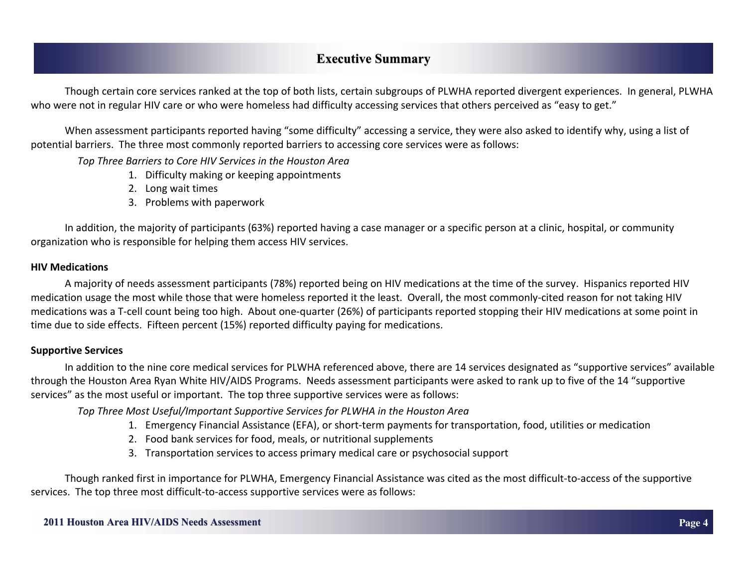## Executive Summary

Though certain core services ranked at the top of both lists, certain subgroups of PLWHA reported divergent experiences. In general, PLWHA who were not in regular HIV care or who were homeless had difficulty accessing services that others perceived as "easy to get."

When assessment participants reported having "some difficulty" accessing a service, they were also asked to identify why, using a list of potential barriers. The three most commonly reported barriers to accessing core services were as follows:

*Top Three Barriers to Core HIV Services in the Houston Area*

1. Difficulty making or keeping appointments
2. Long wait times
3. Problems with paperwork

In addition, the majority of participants (63%) reported having a case manager or a specific person at a clinic, hospital, or community organization who is responsible for helping them access HIV services.

**HIV Medications**

A majority of needs assessment participants (78%) reported being on HIV medications at the time of the survey. Hispanics reported HIV medication usage the most while those that were homeless reported it the least. Overall, the most commonly-cited reason for not taking HIV medications was a T-cell count being too high. About one-quarter (26%) of participants reported stopping their HIV medications at some point in time due to side effects. Fifteen percent (15%) reported difficulty paying for medications.

**Supportive Services**

In addition to the nine core medical services for PLWHA referenced above, there are 14 services designated as "supportive services" available through the Houston Area Ryan White HIV/AIDS Programs. Needs assessment participants were asked to rank up to five of the 14 "supportive services" as the most useful or important. The top three supportive services were as follows:

*Top Three Most Useful/Important Supportive Services for PLWHA in the Houston Area*

1. Emergency Financial Assistance (EFA), or short-term payments for transportation, food, utilities or medication
2. Food bank services for food, meals, or nutritional supplements
3. Transportation services to access primary medical care or psychosocial support

Though ranked first in importance for PLWHA, Emergency Financial Assistance was cited as the most difficult-to-access of the supportive services. The top three most difficult-to-access supportive services were as follows: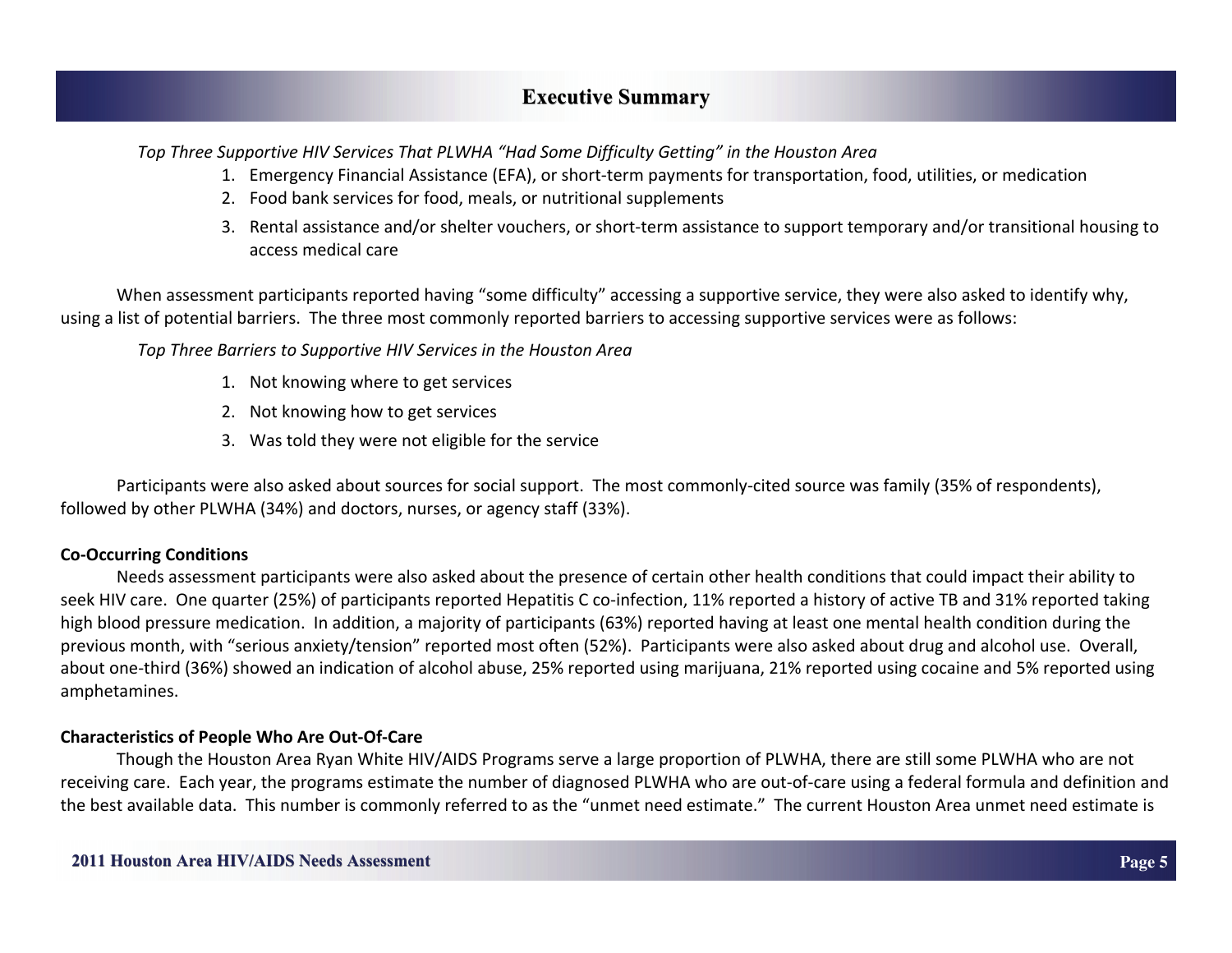## Executive Summary

*Top Three Supportive HIV Services That PLWHA "Had Some Difficulty Getting" in the Houston Area*

1. Emergency Financial Assistance (EFA), or short-term payments for transportation, food, utilities, or medication
2. Food bank services for food, meals, or nutritional supplements
3. Rental assistance and/or shelter vouchers, or short-term assistance to support temporary and/or transitional housing to access medical care

When assessment participants reported having "some difficulty" accessing a supportive service, they were also asked to identify why, using a list of potential barriers. The three most commonly reported barriers to accessing supportive services were as follows:

*Top Three Barriers to Supportive HIV Services in the Houston Area*

1. Not knowing where to get services
2. Not knowing how to get services
3. Was told they were not eligible for the service

Participants were also asked about sources for social support. The most commonly-cited source was family (35% of respondents), followed by other PLWHA (34%) and doctors, nurses, or agency staff (33%).

**Co-Occurring Conditions**

Needs assessment participants were also asked about the presence of certain other health conditions that could impact their ability to seek HIV care. One quarter (25%) of participants reported Hepatitis C co-infection, 11% reported a history of active TB and 31% reported taking high blood pressure medication. In addition, a majority of participants (63%) reported having at least one mental health condition during the previous month, with "serious anxiety/tension" reported most often (52%). Participants were also asked about drug and alcohol use. Overall, about one-third (36%) showed an indication of alcohol abuse, 25% reported using marijuana, 21% reported using cocaine and 5% reported using amphetamines.

**Characteristics of People Who Are Out-Of-Care**

Though the Houston Area Ryan White HIV/AIDS Programs serve a large proportion of PLWHA, there are still some PLWHA who are not receiving care. Each year, the programs estimate the number of diagnosed PLWHA who are out-of-care using a federal formula and definition and the best available data. This number is commonly referred to as the "unmet need estimate." The current Houston Area unmet need estimate is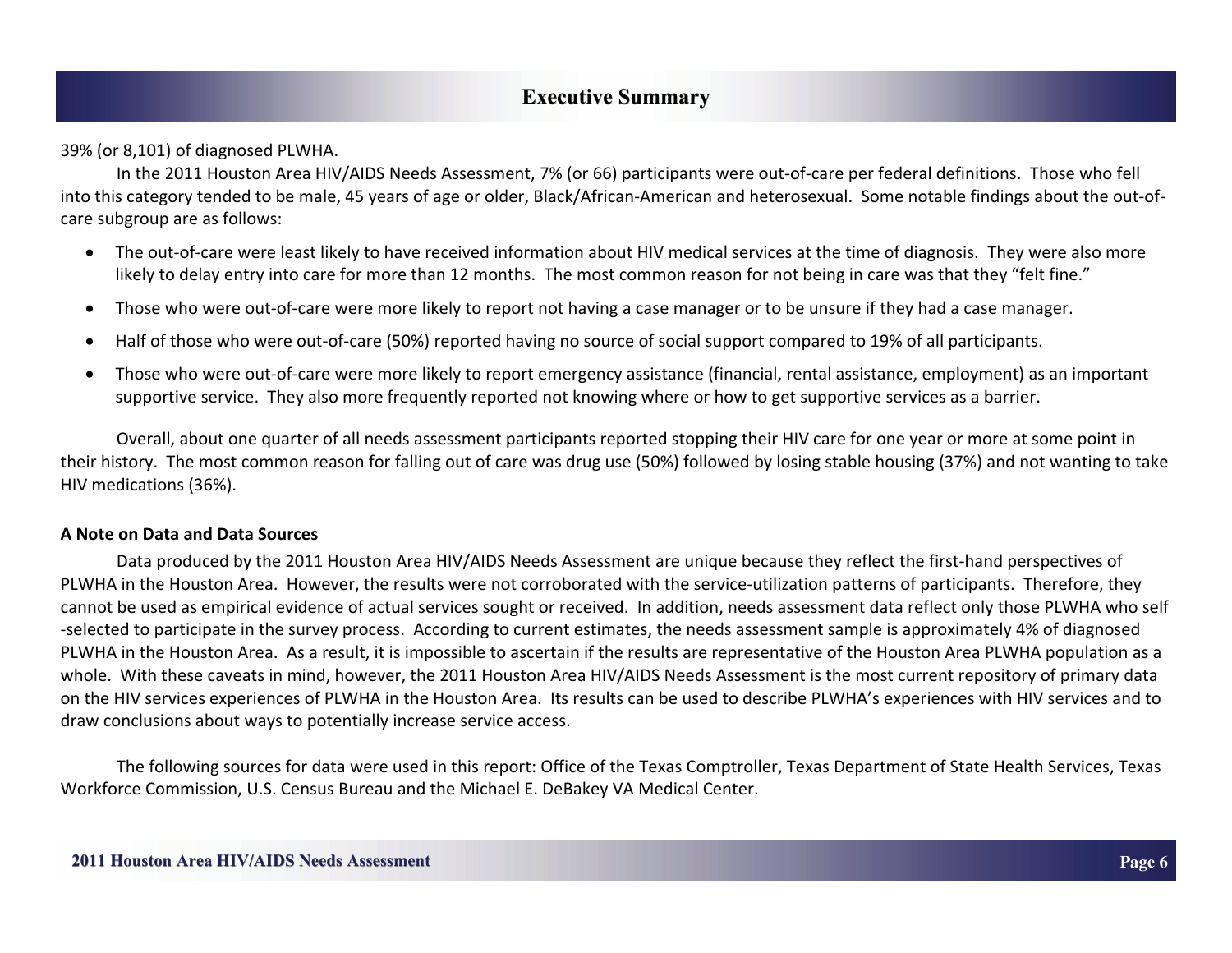39% (or 8,101) of diagnosed PLWHA.

In the 2011 Houston Area HIV/AIDS Needs Assessment, 7% (or 66) participants were out-of-care per federal definitions. Those who fell into this category tended to be male, 45 years of age or older, Black/African-American and heterosexual. Some notable findings about the out-of-care subgroup are as follows:

- The out-of-care were least likely to have received information about HIV medical services at the time of diagnosis. They were also more likely to delay entry into care for more than 12 months. The most common reason for not being in care was that they "felt fine."
- Those who were out-of-care were more likely to report not having a case manager or to be unsure if they had a case manager.
- Half of those who were out-of-care (50%) reported having no source of social support compared to 19% of all participants.
- Those who were out-of-care were more likely to report emergency assistance (financial, rental assistance, employment) as an important supportive service. They also more frequently reported not knowing where or how to get supportive services as a barrier.

Overall, about one quarter of all needs assessment participants reported stopping their HIV care for one year or more at some point in their history. The most common reason for falling out of care was drug use (50%) followed by losing stable housing (37%) and not wanting to take HIV medications (36%).

**A Note on Data and Data Sources**

Data produced by the 2011 Houston Area HIV/AIDS Needs Assessment are unique because they reflect the first-hand perspectives of PLWHA in the Houston Area. However, the results were not corroborated with the service-utilization patterns of participants. Therefore, they cannot be used as empirical evidence of actual services sought or received. In addition, needs assessment data reflect only those PLWHA who self-selected to participate in the survey process. According to current estimates, the needs assessment sample is approximately 4% of diagnosed PLWHA in the Houston Area. As a result, it is impossible to ascertain if the results are representative of the Houston Area PLWHA population as a whole. With these caveats in mind, however, the 2011 Houston Area HIV/AIDS Needs Assessment is the most current repository of primary data on the HIV services experiences of PLWHA in the Houston Area. Its results can be used to describe PLWHA's experiences with HIV services and to draw conclusions about ways to potentially increase service access.

The following sources for data were used in this report: Office of the Texas Comptroller, Texas Department of State Health Services, Texas Workforce Commission, U.S. Census Bureau and the Michael E. DeBakey VA Medical Center.